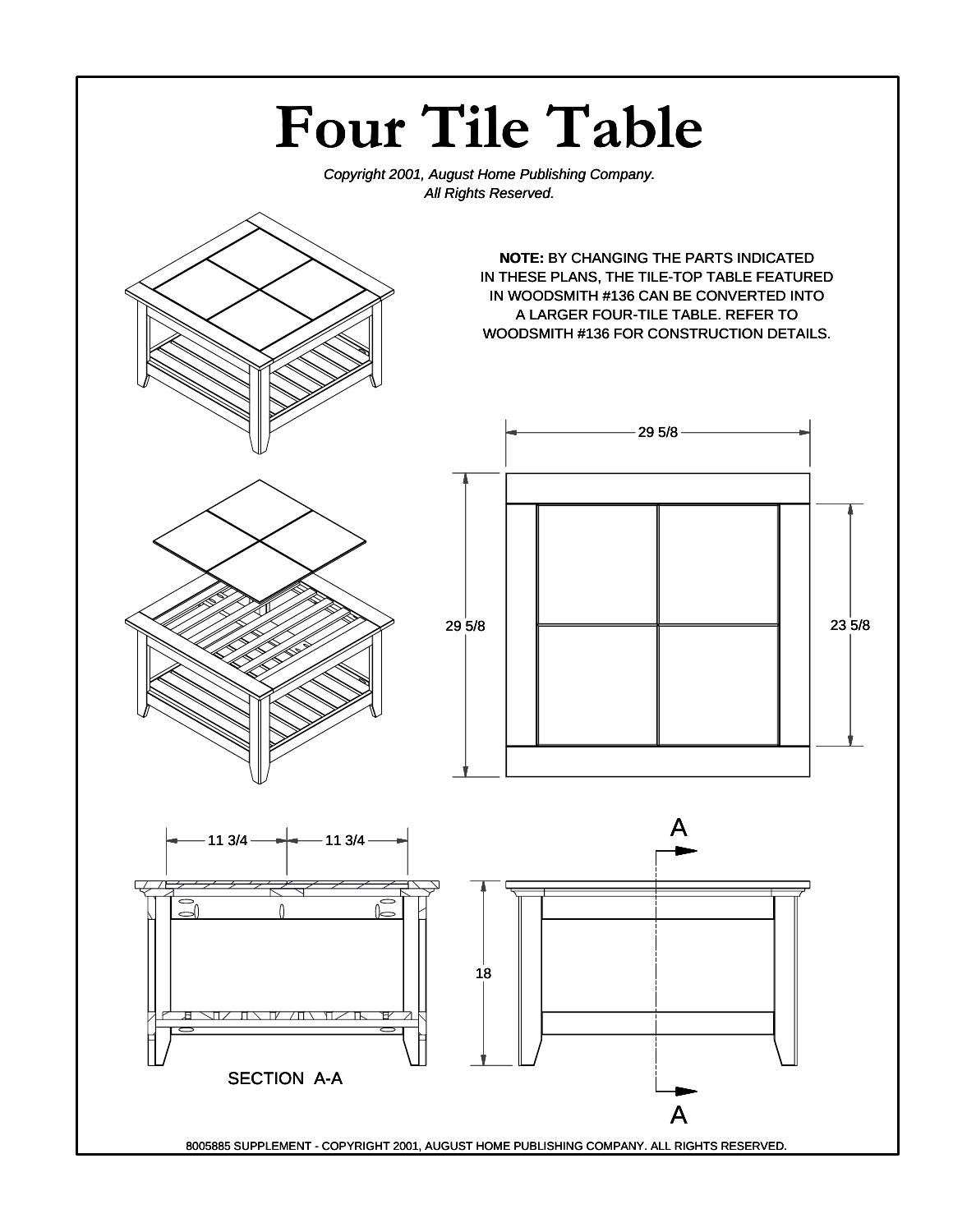# Four Tile Table

*Copyright 2001, August Home Publishing Company.*
*All Rights Reserved.*

**NOTE:** BY CHANGING THE PARTS INDICATED IN THESE PLANS, THE TILE-TOP TABLE FEATURED IN WOODSMITH #136 CAN BE CONVERTED INTO A LARGER FOUR-TILE TABLE. REFER TO WOODSMITH #136 FOR CONSTRUCTION DETAILS.

29 5/8

29 5/8

23 5/8

11 3/4

11 3/4

18

A

A

SECTION A-A

8005885 SUPPLEMENT - COPYRIGHT 2001, AUGUST HOME PUBLISHING COMPANY. ALL RIGHTS RESERVED.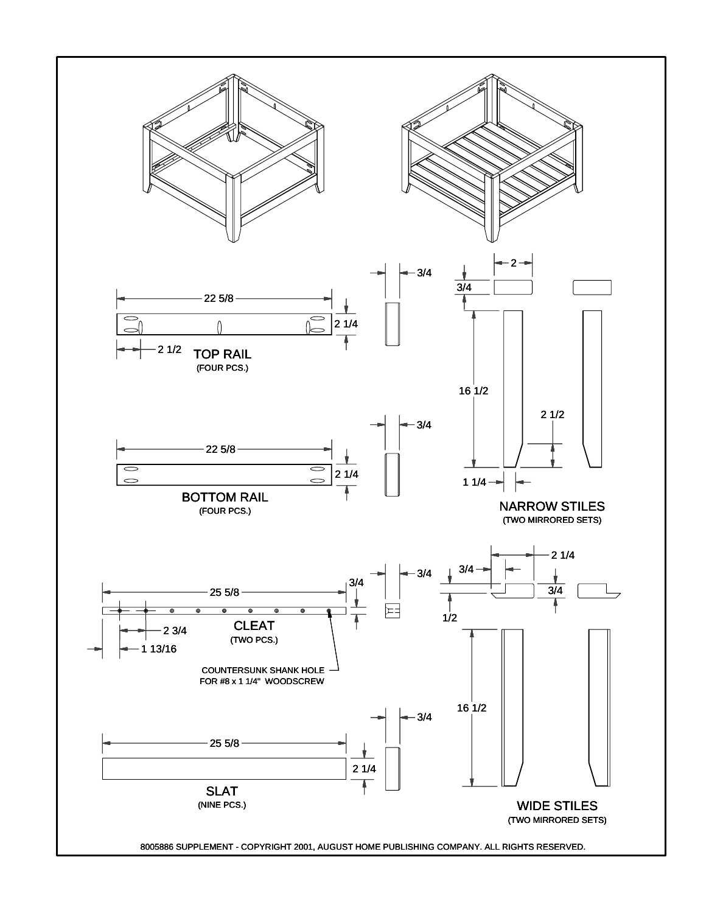TOP RAIL
(FOUR PCS.)

22 5/8

2 1/4

2 1/2

3/4

BOTTOM RAIL
(FOUR PCS.)

22 5/8

2 1/4

3/4

NARROW STILES
(TWO MIRRORED SETS)

2

3/4

16 1/2

2 1/2

1 1/4

CLEAT
(TWO PCS.)

25 5/8

3/4

2 3/4

1 13/16

COUNTERSUNK SHANK HOLE
FOR #8 x 1 1/4" WOODSCREW

3/4

WIDE STILES
(TWO MIRRORED SETS)

2 1/4

3/4

3/4

1/2

16 1/2

SLAT
(NINE PCS.)

25 5/8

2 1/4

3/4

8005886 SUPPLEMENT - COPYRIGHT 2001, AUGUST HOME PUBLISHING COMPANY. ALL RIGHTS RESERVED.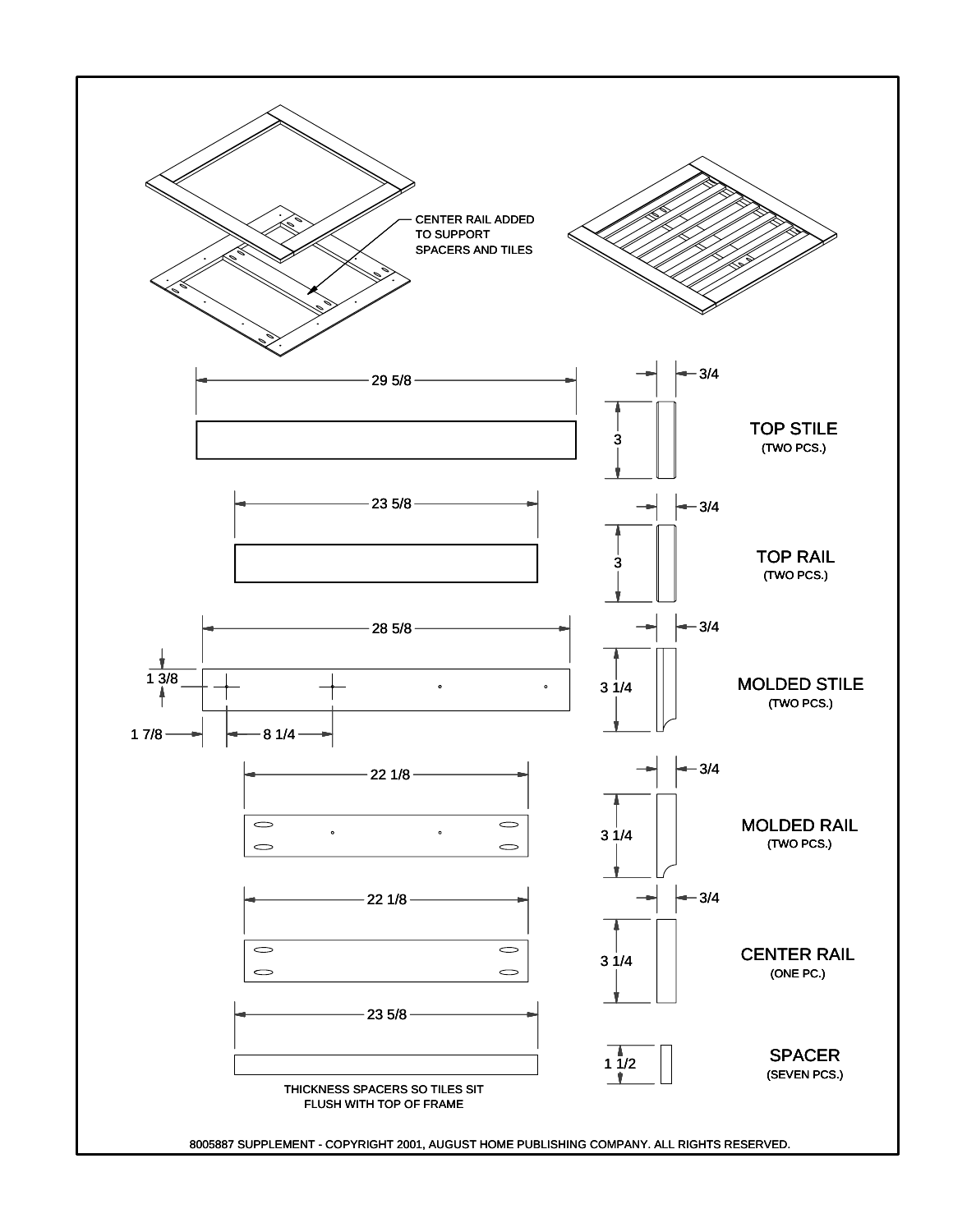CENTER RAIL ADDED TO SUPPORT SPACERS AND TILES

29 5/8

3/4

3

TOP STILE
(TWO PCS.)

23 5/8

3/4

3

TOP RAIL
(TWO PCS.)

28 5/8

1 3/8

1 7/8

8 1/4

3/4

3 1/4

MOLDED STILE
(TWO PCS.)

22 1/8

3/4

3 1/4

MOLDED RAIL
(TWO PCS.)

22 1/8

3/4

3 1/4

CENTER RAIL
(ONE PC.)

23 5/8

1 1/2

SPACER
(SEVEN PCS.)

THICKNESS SPACERS SO TILES SIT FLUSH WITH TOP OF FRAME

8005887 SUPPLEMENT - COPYRIGHT 2001, AUGUST HOME PUBLISHING COMPANY. ALL RIGHTS RESERVED.